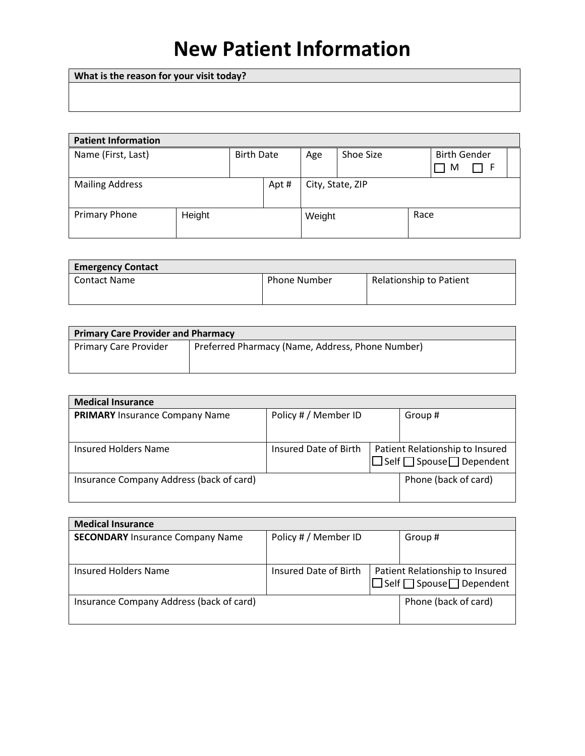# New Patient Information

| What is the reason for your visit today? |
|---|
| |

| Patient Information | | | | | |
|---|---|---|---|---|---|
| Name (First, Last) | Birth Date | Age | Shoe Size | Birth Gender ☐ M ☐ F | |
| Mailing Address | Apt # | City, State, ZIP | | | |
| Primary Phone | Height | Weight | Race | | |

| Emergency Contact | | |
|---|---|---|
| Contact Name | Phone Number | Relationship to Patient |

| Primary Care Provider and Pharmacy | |
|---|---|
| Primary Care Provider | Preferred Pharmacy (Name, Address, Phone Number) |

| Medical Insurance | | |
|---|---|---|
| **PRIMARY** Insurance Company Name | Policy # / Member ID | Group # |
| Insured Holders Name | Insured Date of Birth | Patient Relationship to Insured ☐ Self ☐ Spouse ☐ Dependent |
| Insurance Company Address (back of card) | | Phone (back of card) |

| Medical Insurance | | |
|---|---|---|
| **SECONDARY** Insurance Company Name | Policy # / Member ID | Group # |
| Insured Holders Name | Insured Date of Birth | Patient Relationship to Insured ☐ Self ☐ Spouse ☐ Dependent |
| Insurance Company Address (back of card) | | Phone (back of card) |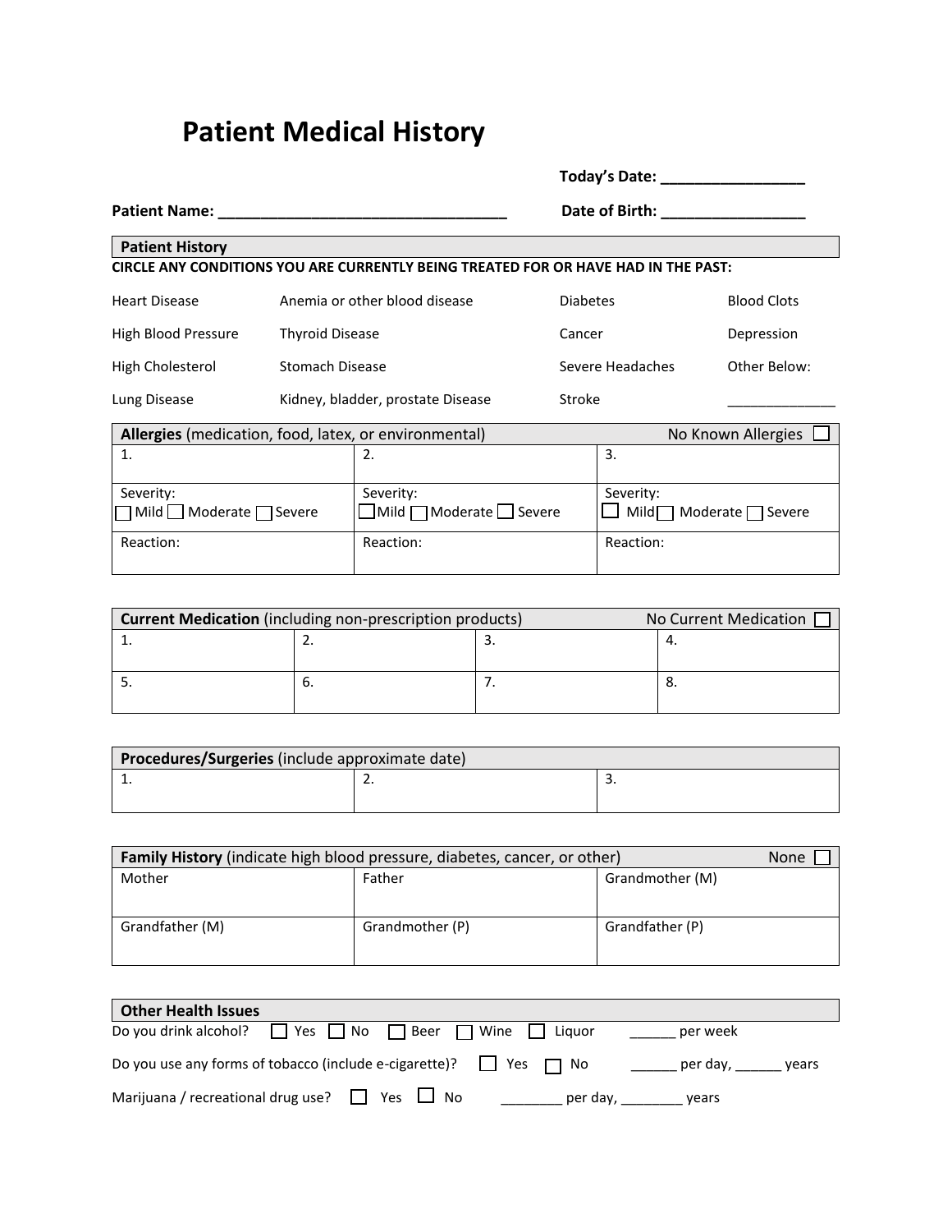# Patient Medical History

**Today's Date:** ________________

**Patient Name:** _________________________________ **Date of Birth:** ________________

| Patient History | | | |
|---|---|---|---|
| **CIRCLE ANY CONDITIONS YOU ARE CURRENTLY BEING TREATED FOR OR HAVE HAD IN THE PAST:** | | | |
| Heart Disease | Anemia or other blood disease | Diabetes | Blood Clots |
| High Blood Pressure | Thyroid Disease | Cancer | Depression |
| High Cholesterol | Stomach Disease | Severe Headaches | Other Below: |
| Lung Disease | Kidney, bladder, prostate Disease | Stroke | _____________ |

| **Allergies** (medication, food, latex, or environmental) | | No Known Allergies ☐ |
|---|---|---|
| 1. | 2. | 3. |
| Severity: ☐ Mild ☐ Moderate ☐ Severe | Severity: ☐ Mild ☐ Moderate ☐ Severe | Severity: ☐ Mild ☐ Moderate ☐ Severe |
| Reaction: | Reaction: | Reaction: |

| **Current Medication** (including non-prescription products) | | | No Current Medication ☐ |
|---|---|---|---|
| 1. | 2. | 3. | 4. |
| 5. | 6. | 7. | 8. |

| **Procedures/Surgeries** (include approximate date) | | |
|---|---|---|
| 1. | 2. | 3. |

| **Family History** (indicate high blood pressure, diabetes, cancer, or other) | | None ☐ |
|---|---|---|
| Mother | Father | Grandmother (M) |
| Grandfather (M) | Grandmother (P) | Grandfather (P) |

**Other Health Issues**

Do you drink alcohol? ☐ Yes ☐ No ☐ Beer ☐ Wine ☐ Liquor ______ per week

Do you use any forms of tobacco (include e-cigarette)? ☐ Yes ☐ No ______ per day, ______ years

Marijuana / recreational drug use? ☐ Yes ☐ No ________ per day, ________ years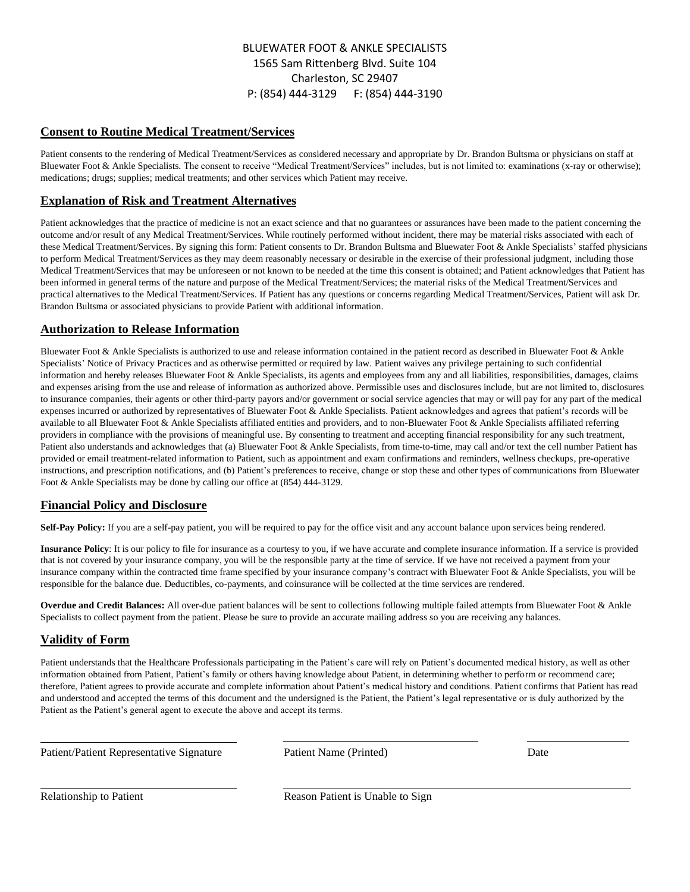BLUEWATER FOOT & ANKLE SPECIALISTS
1565 Sam Rittenberg Blvd. Suite 104
Charleston, SC 29407
P: (854) 444-3129 F: (854) 444-3190

## Consent to Routine Medical Treatment/Services

Patient consents to the rendering of Medical Treatment/Services as considered necessary and appropriate by Dr. Brandon Bultsma or physicians on staff at Bluewater Foot & Ankle Specialists. The consent to receive "Medical Treatment/Services" includes, but is not limited to: examinations (x-ray or otherwise); medications; drugs; supplies; medical treatments; and other services which Patient may receive.

## Explanation of Risk and Treatment Alternatives

Patient acknowledges that the practice of medicine is not an exact science and that no guarantees or assurances have been made to the patient concerning the outcome and/or result of any Medical Treatment/Services. While routinely performed without incident, there may be material risks associated with each of these Medical Treatment/Services. By signing this form: Patient consents to Dr. Brandon Bultsma and Bluewater Foot & Ankle Specialists' staffed physicians to perform Medical Treatment/Services as they may deem reasonably necessary or desirable in the exercise of their professional judgment, including those Medical Treatment/Services that may be unforeseen or not known to be needed at the time this consent is obtained; and Patient acknowledges that Patient has been informed in general terms of the nature and purpose of the Medical Treatment/Services; the material risks of the Medical Treatment/Services and practical alternatives to the Medical Treatment/Services. If Patient has any questions or concerns regarding Medical Treatment/Services, Patient will ask Dr. Brandon Bultsma or associated physicians to provide Patient with additional information.

## Authorization to Release Information

Bluewater Foot & Ankle Specialists is authorized to use and release information contained in the patient record as described in Bluewater Foot & Ankle Specialists' Notice of Privacy Practices and as otherwise permitted or required by law. Patient waives any privilege pertaining to such confidential information and hereby releases Bluewater Foot & Ankle Specialists, its agents and employees from any and all liabilities, responsibilities, damages, claims and expenses arising from the use and release of information as authorized above. Permissible uses and disclosures include, but are not limited to, disclosures to insurance companies, their agents or other third-party payors and/or government or social service agencies that may or will pay for any part of the medical expenses incurred or authorized by representatives of Bluewater Foot & Ankle Specialists. Patient acknowledges and agrees that patient's records will be available to all Bluewater Foot & Ankle Specialists affiliated entities and providers, and to non-Bluewater Foot & Ankle Specialists affiliated referring providers in compliance with the provisions of meaningful use. By consenting to treatment and accepting financial responsibility for any such treatment, Patient also understands and acknowledges that (a) Bluewater Foot & Ankle Specialists, from time-to-time, may call and/or text the cell number Patient has provided or email treatment-related information to Patient, such as appointment and exam confirmations and reminders, wellness checkups, pre-operative instructions, and prescription notifications, and (b) Patient's preferences to receive, change or stop these and other types of communications from Bluewater Foot & Ankle Specialists may be done by calling our office at (854) 444-3129.

## Financial Policy and Disclosure

**Self-Pay Policy:** If you are a self-pay patient, you will be required to pay for the office visit and any account balance upon services being rendered.

**Insurance Policy**: It is our policy to file for insurance as a courtesy to you, if we have accurate and complete insurance information. If a service is provided that is not covered by your insurance company, you will be the responsible party at the time of service. If we have not received a payment from your insurance company within the contracted time frame specified by your insurance company's contract with Bluewater Foot & Ankle Specialists, you will be responsible for the balance due. Deductibles, co-payments, and coinsurance will be collected at the time services are rendered.

**Overdue and Credit Balances:** All over-due patient balances will be sent to collections following multiple failed attempts from Bluewater Foot & Ankle Specialists to collect payment from the patient. Please be sure to provide an accurate mailing address so you are receiving any balances.

## Validity of Form

Patient understands that the Healthcare Professionals participating in the Patient's care will rely on Patient's documented medical history, as well as other information obtained from Patient, Patient's family or others having knowledge about Patient, in determining whether to perform or recommend care; therefore, Patient agrees to provide accurate and complete information about Patient's medical history and conditions. Patient confirms that Patient has read and understood and accepted the terms of this document and the undersigned is the Patient, the Patient's legal representative or is duly authorized by the Patient as the Patient's general agent to execute the above and accept its terms.

______________________________ ______________________________ ______________

Patient/Patient Representative Signature Patient Name (Printed) Date

______________________________ ______________________________________________

Relationship to Patient Reason Patient is Unable to Sign